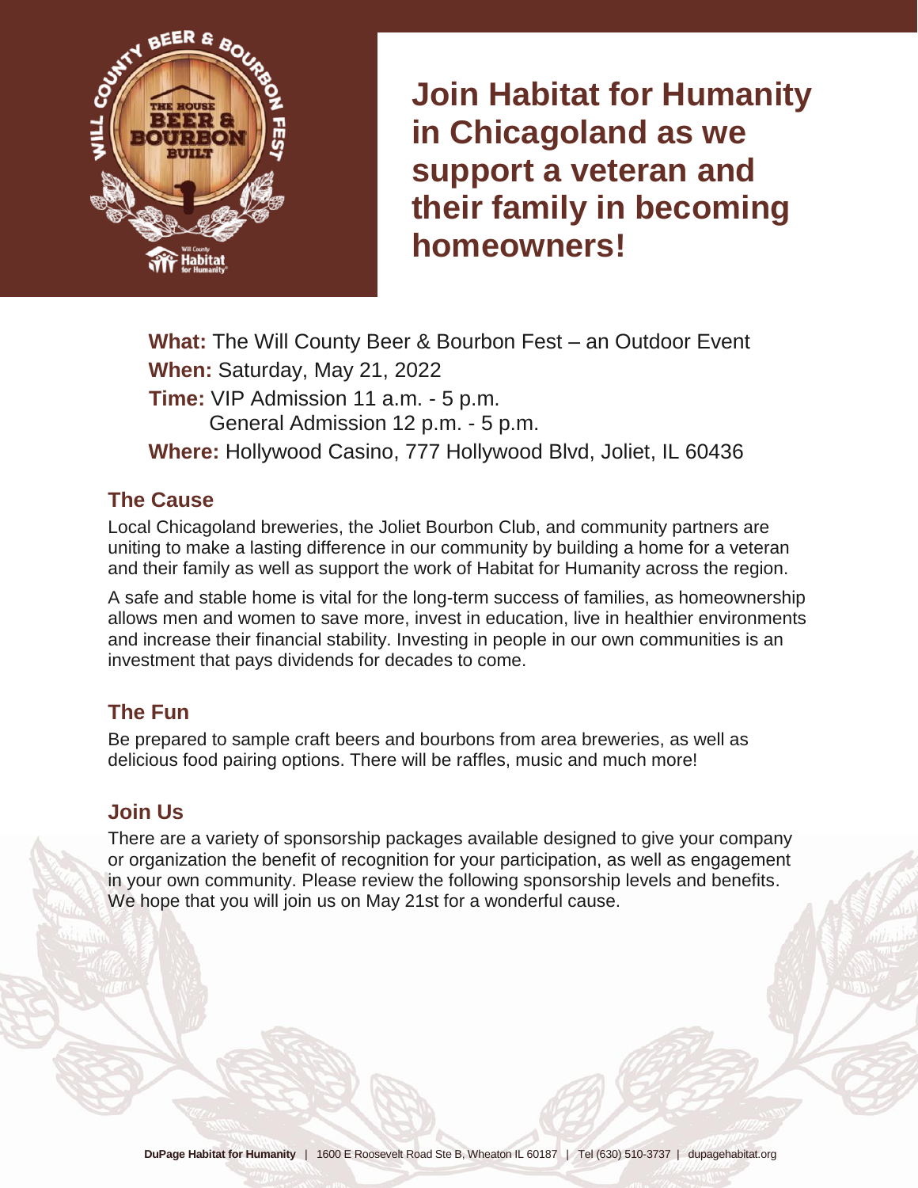# Join Habitat for Humanity in Chicagoland as we support a veteran and their family in becoming homeowners!

**What:** The Will County Beer & Bourbon Fest – an Outdoor Event
**When:** Saturday, May 21, 2022
**Time:** VIP Admission 11 a.m. - 5 p.m.
General Admission 12 p.m. - 5 p.m.
**Where:** Hollywood Casino, 777 Hollywood Blvd, Joliet, IL 60436

## The Cause

Local Chicagoland breweries, the Joliet Bourbon Club, and community partners are uniting to make a lasting difference in our community by building a home for a veteran and their family as well as support the work of Habitat for Humanity across the region.

A safe and stable home is vital for the long-term success of families, as homeownership allows men and women to save more, invest in education, live in healthier environments and increase their financial stability. Investing in people in our own communities is an investment that pays dividends for decades to come.

## The Fun

Be prepared to sample craft beers and bourbons from area breweries, as well as delicious food pairing options. There will be raffles, music and much more!

## Join Us

There are a variety of sponsorship packages available designed to give your company or organization the benefit of recognition for your participation, as well as engagement in your own community. Please review the following sponsorship levels and benefits. We hope that you will join us on May 21st for a wonderful cause.

**DuPage Habitat for Humanity** | 1600 E Roosevelt Road Ste B, Wheaton IL 60187 | Tel (630) 510-3737 | dupagehabitat.org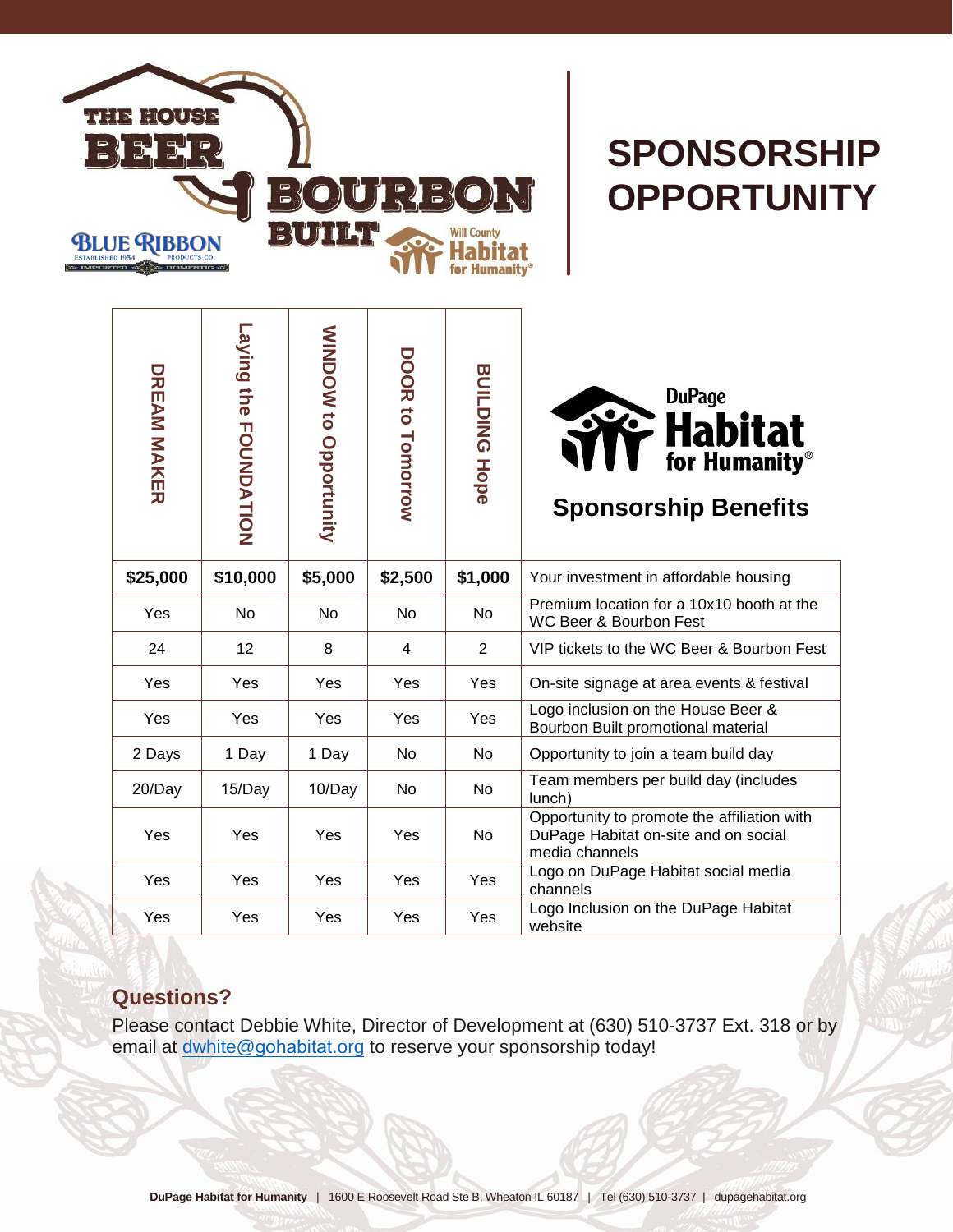# SPONSORSHIP OPPORTUNITY

THE HOUSE BEER & BOURBON BUILT

BLUE RIBBON PRODUCTS CO.

Will County Habitat for Humanity

DuPage Habitat for Humanity

| DREAM MAKER | Laying the FOUNDATION | WINDOW to Opportunity | DOOR to Tomorrow | BUILDING Hope | Sponsorship Benefits |
|---|---|---|---|---|---|
| $25,000 | $10,000 | $5,000 | $2,500 | $1,000 | Your investment in affordable housing |
| Yes | No | No | No | No | Premium location for a 10x10 booth at the WC Beer & Bourbon Fest |
| 24 | 12 | 8 | 4 | 2 | VIP tickets to the WC Beer & Bourbon Fest |
| Yes | Yes | Yes | Yes | Yes | On-site signage at area events & festival |
| Yes | Yes | Yes | Yes | Yes | Logo inclusion on the House Beer & Bourbon Built promotional material |
| 2 Days | 1 Day | 1 Day | No | No | Opportunity to join a team build day |
| 20/Day | 15/Day | 10/Day | No | No | Team members per build day (includes lunch) |
| Yes | Yes | Yes | Yes | No | Opportunity to promote the affiliation with DuPage Habitat on-site and on social media channels |
| Yes | Yes | Yes | Yes | Yes | Logo on DuPage Habitat social media channels |
| Yes | Yes | Yes | Yes | Yes | Logo Inclusion on the DuPage Habitat website |

## Questions?

Please contact Debbie White, Director of Development at (630) 510-3737 Ext. 318 or by email at dwhite@gohabitat.org to reserve your sponsorship today!

**DuPage Habitat for Humanity** | 1600 E Roosevelt Road Ste B, Wheaton IL 60187 | Tel (630) 510-3737 | dupagehabitat.org